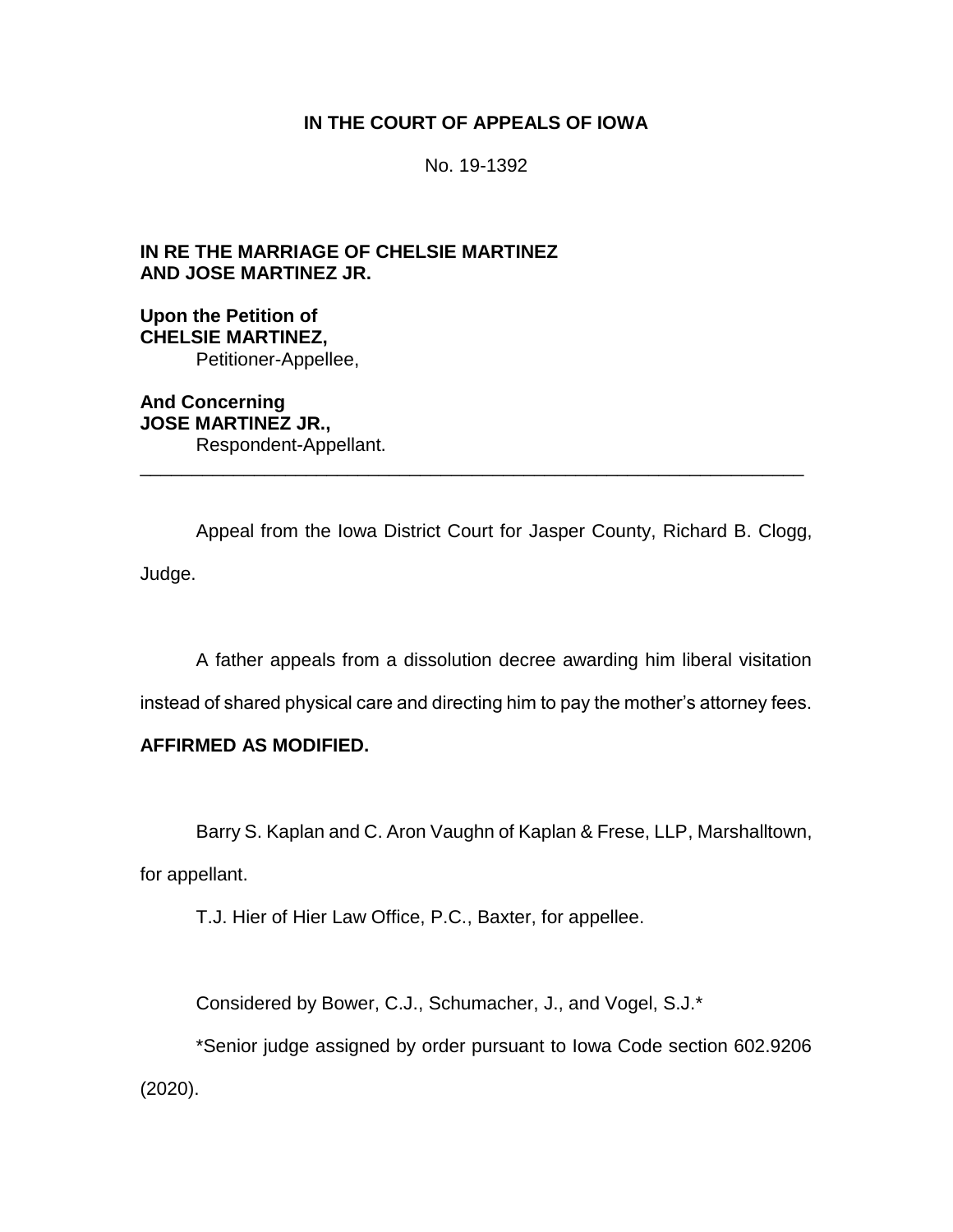**IN THE COURT OF APPEALS OF IOWA**

No. 19-1392

**IN RE THE MARRIAGE OF CHELSIE MARTINEZ AND JOSE MARTINEZ JR.**

**Upon the Petition of**
**CHELSIE MARTINEZ,**
Petitioner-Appellee,

**And Concerning**
**JOSE MARTINEZ JR.,**
Respondent-Appellant.

---

Appeal from the Iowa District Court for Jasper County, Richard B. Clogg, Judge.

A father appeals from a dissolution decree awarding him liberal visitation instead of shared physical care and directing him to pay the mother's attorney fees.

**AFFIRMED AS MODIFIED.**

Barry S. Kaplan and C. Aron Vaughn of Kaplan & Frese, LLP, Marshalltown, for appellant.

T.J. Hier of Hier Law Office, P.C., Baxter, for appellee.

Considered by Bower, C.J., Schumacher, J., and Vogel, S.J.*

*Senior judge assigned by order pursuant to Iowa Code section 602.9206 (2020).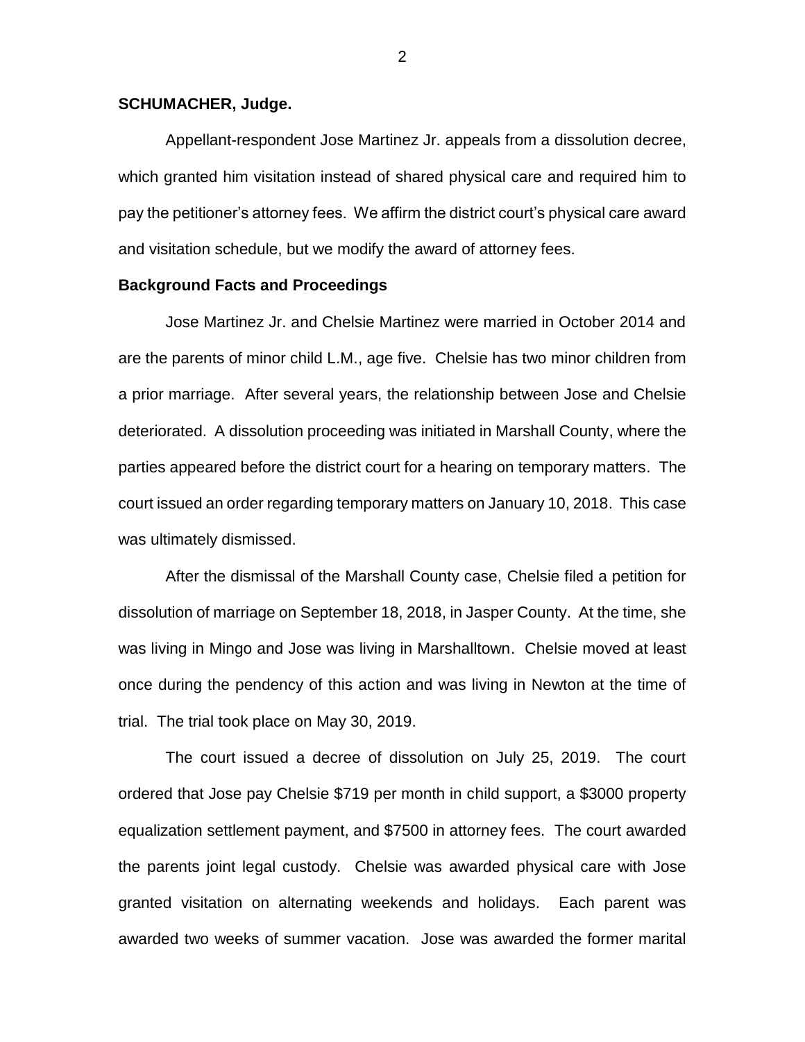**SCHUMACHER, Judge.**

Appellant-respondent Jose Martinez Jr. appeals from a dissolution decree, which granted him visitation instead of shared physical care and required him to pay the petitioner's attorney fees. We affirm the district court's physical care award and visitation schedule, but we modify the award of attorney fees.

**Background Facts and Proceedings**

Jose Martinez Jr. and Chelsie Martinez were married in October 2014 and are the parents of minor child L.M., age five. Chelsie has two minor children from a prior marriage. After several years, the relationship between Jose and Chelsie deteriorated. A dissolution proceeding was initiated in Marshall County, where the parties appeared before the district court for a hearing on temporary matters. The court issued an order regarding temporary matters on January 10, 2018. This case was ultimately dismissed.

After the dismissal of the Marshall County case, Chelsie filed a petition for dissolution of marriage on September 18, 2018, in Jasper County. At the time, she was living in Mingo and Jose was living in Marshalltown. Chelsie moved at least once during the pendency of this action and was living in Newton at the time of trial. The trial took place on May 30, 2019.

The court issued a decree of dissolution on July 25, 2019. The court ordered that Jose pay Chelsie $719 per month in child support, a $3000 property equalization settlement payment, and $7500 in attorney fees. The court awarded the parents joint legal custody. Chelsie was awarded physical care with Jose granted visitation on alternating weekends and holidays. Each parent was awarded two weeks of summer vacation. Jose was awarded the former marital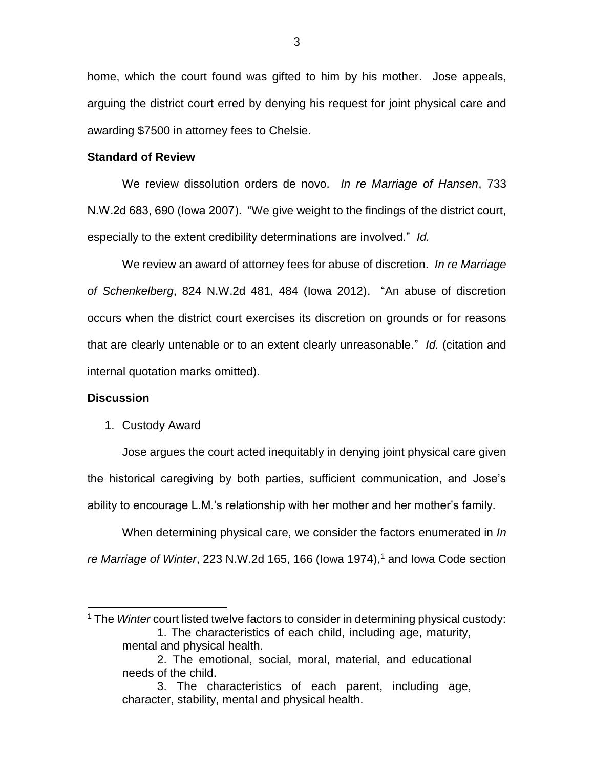home, which the court found was gifted to him by his mother. Jose appeals, arguing the district court erred by denying his request for joint physical care and awarding $7500 in attorney fees to Chelsie.

**Standard of Review**

We review dissolution orders de novo. *In re Marriage of Hansen*, 733 N.W.2d 683, 690 (Iowa 2007). "We give weight to the findings of the district court, especially to the extent credibility determinations are involved." *Id.*

We review an award of attorney fees for abuse of discretion. *In re Marriage of Schenkelberg*, 824 N.W.2d 481, 484 (Iowa 2012). "An abuse of discretion occurs when the district court exercises its discretion on grounds or for reasons that are clearly untenable or to an extent clearly unreasonable." *Id.* (citation and internal quotation marks omitted).

**Discussion**

1. Custody Award

Jose argues the court acted inequitably in denying joint physical care given the historical caregiving by both parties, sufficient communication, and Jose's ability to encourage L.M.'s relationship with her mother and her mother's family.

When determining physical care, we consider the factors enumerated in *In re Marriage of Winter*, 223 N.W.2d 165, 166 (Iowa 1974),[1] and Iowa Code section

---

[1] The *Winter* court listed twelve factors to consider in determining physical custody:

> 1. The characteristics of each child, including age, maturity, mental and physical health.
>
> 2. The emotional, social, moral, material, and educational needs of the child.
>
> 3. The characteristics of each parent, including age, character, stability, mental and physical health.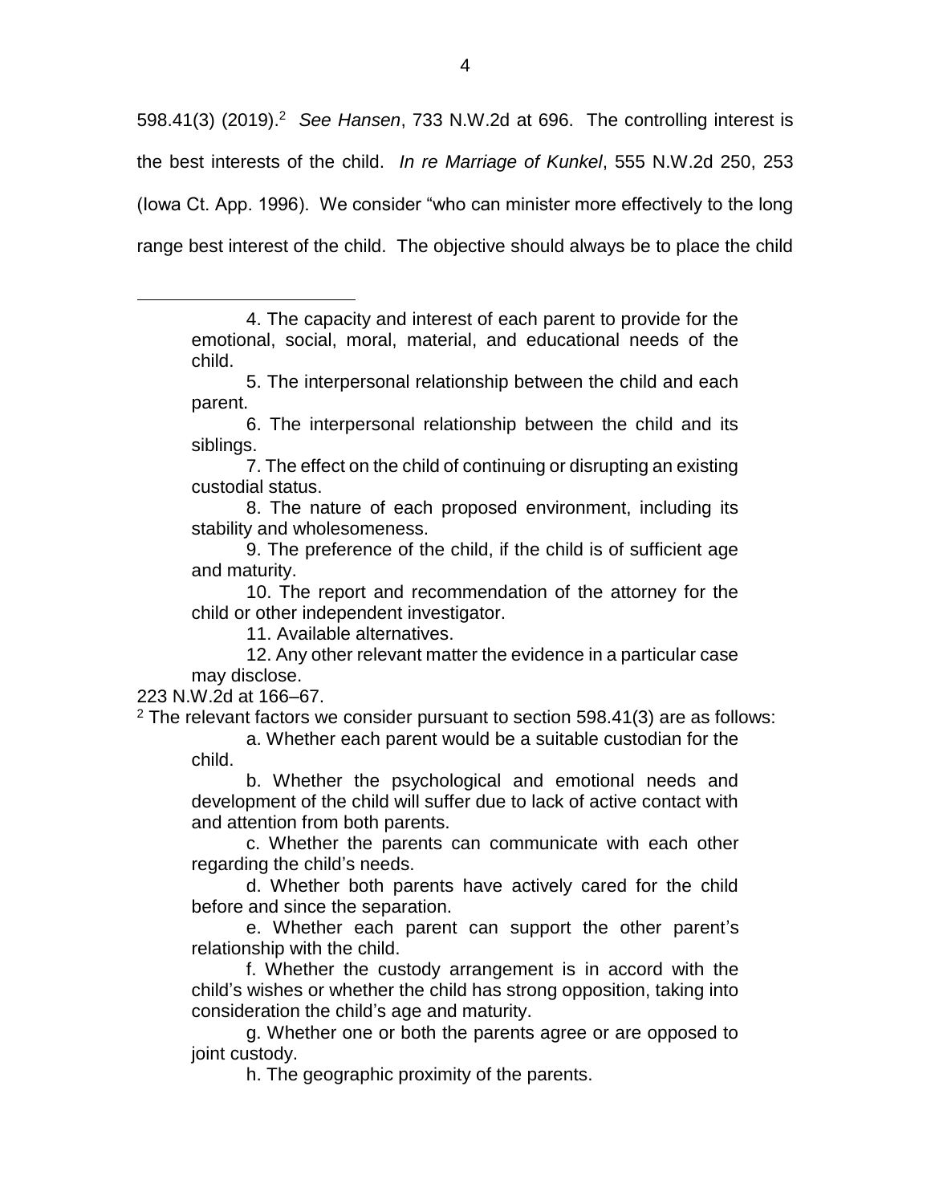598.41(3) (2019).[2] *See Hansen*, 733 N.W.2d at 696. The controlling interest is the best interests of the child. *In re Marriage of Kunkel*, 555 N.W.2d 250, 253 (Iowa Ct. App. 1996). We consider "who can minister more effectively to the long range best interest of the child. The objective should always be to place the child

---

> 4. The capacity and interest of each parent to provide for the emotional, social, moral, material, and educational needs of the child.
>
> 5. The interpersonal relationship between the child and each parent.
>
> 6. The interpersonal relationship between the child and its siblings.
>
> 7. The effect on the child of continuing or disrupting an existing custodial status.
>
> 8. The nature of each proposed environment, including its stability and wholesomeness.
>
> 9. The preference of the child, if the child is of sufficient age and maturity.
>
> 10. The report and recommendation of the attorney for the child or other independent investigator.
>
> 11. Available alternatives.
>
> 12. Any other relevant matter the evidence in a particular case may disclose.

223 N.W.2d at 166–67.

[2] The relevant factors we consider pursuant to section 598.41(3) are as follows:

> a. Whether each parent would be a suitable custodian for the child.
>
> b. Whether the psychological and emotional needs and development of the child will suffer due to lack of active contact with and attention from both parents.
>
> c. Whether the parents can communicate with each other regarding the child's needs.
>
> d. Whether both parents have actively cared for the child before and since the separation.
>
> e. Whether each parent can support the other parent's relationship with the child.
>
> f. Whether the custody arrangement is in accord with the child's wishes or whether the child has strong opposition, taking into consideration the child's age and maturity.
>
> g. Whether one or both the parents agree or are opposed to joint custody.
>
> h. The geographic proximity of the parents.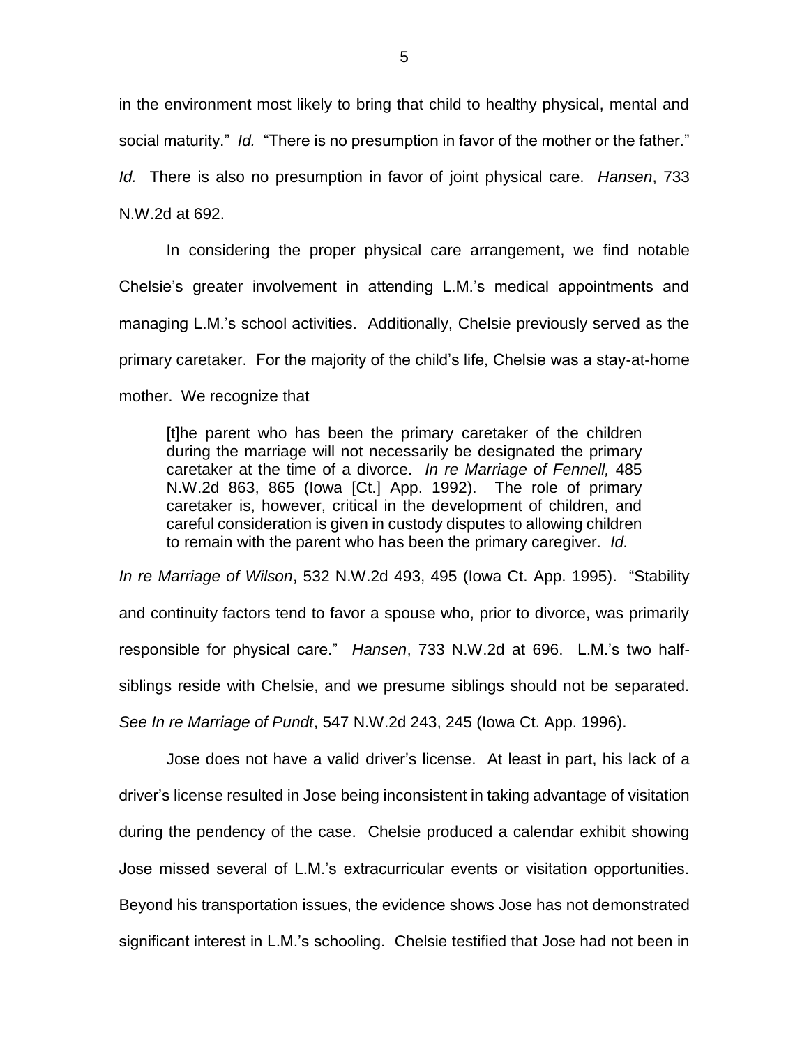in the environment most likely to bring that child to healthy physical, mental and social maturity." *Id.* "There is no presumption in favor of the mother or the father." *Id.* There is also no presumption in favor of joint physical care. *Hansen*, 733 N.W.2d at 692.

In considering the proper physical care arrangement, we find notable Chelsie's greater involvement in attending L.M.'s medical appointments and managing L.M.'s school activities. Additionally, Chelsie previously served as the primary caretaker. For the majority of the child's life, Chelsie was a stay-at-home mother. We recognize that

> [t]he parent who has been the primary caretaker of the children during the marriage will not necessarily be designated the primary caretaker at the time of a divorce. *In re Marriage of Fennell,* 485 N.W.2d 863, 865 (Iowa [Ct.] App. 1992). The role of primary caretaker is, however, critical in the development of children, and careful consideration is given in custody disputes to allowing children to remain with the parent who has been the primary caregiver. *Id.*

*In re Marriage of Wilson*, 532 N.W.2d 493, 495 (Iowa Ct. App. 1995). "Stability and continuity factors tend to favor a spouse who, prior to divorce, was primarily responsible for physical care." *Hansen*, 733 N.W.2d at 696. L.M.'s two half-siblings reside with Chelsie, and we presume siblings should not be separated. *See In re Marriage of Pundt*, 547 N.W.2d 243, 245 (Iowa Ct. App. 1996).

Jose does not have a valid driver's license. At least in part, his lack of a driver's license resulted in Jose being inconsistent in taking advantage of visitation during the pendency of the case. Chelsie produced a calendar exhibit showing Jose missed several of L.M.'s extracurricular events or visitation opportunities. Beyond his transportation issues, the evidence shows Jose has not demonstrated significant interest in L.M.'s schooling. Chelsie testified that Jose had not been in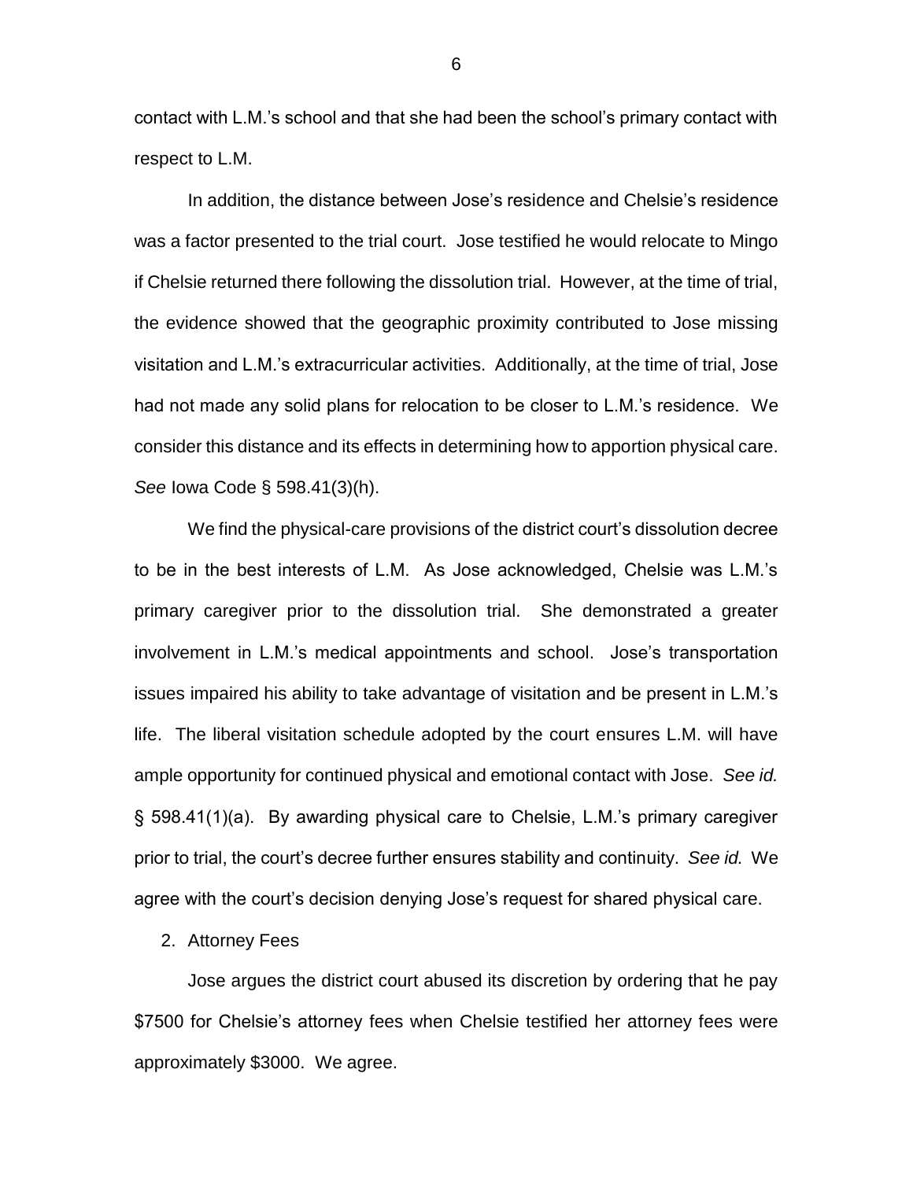contact with L.M.'s school and that she had been the school's primary contact with respect to L.M.

In addition, the distance between Jose's residence and Chelsie's residence was a factor presented to the trial court. Jose testified he would relocate to Mingo if Chelsie returned there following the dissolution trial. However, at the time of trial, the evidence showed that the geographic proximity contributed to Jose missing visitation and L.M.'s extracurricular activities. Additionally, at the time of trial, Jose had not made any solid plans for relocation to be closer to L.M.'s residence. We consider this distance and its effects in determining how to apportion physical care. *See* Iowa Code § 598.41(3)(h).

We find the physical-care provisions of the district court's dissolution decree to be in the best interests of L.M. As Jose acknowledged, Chelsie was L.M.'s primary caregiver prior to the dissolution trial. She demonstrated a greater involvement in L.M.'s medical appointments and school. Jose's transportation issues impaired his ability to take advantage of visitation and be present in L.M.'s life. The liberal visitation schedule adopted by the court ensures L.M. will have ample opportunity for continued physical and emotional contact with Jose. *See id.* § 598.41(1)(a). By awarding physical care to Chelsie, L.M.'s primary caregiver prior to trial, the court's decree further ensures stability and continuity. *See id.* We agree with the court's decision denying Jose's request for shared physical care.

2. Attorney Fees

Jose argues the district court abused its discretion by ordering that he pay $7500 for Chelsie's attorney fees when Chelsie testified her attorney fees were approximately $3000. We agree.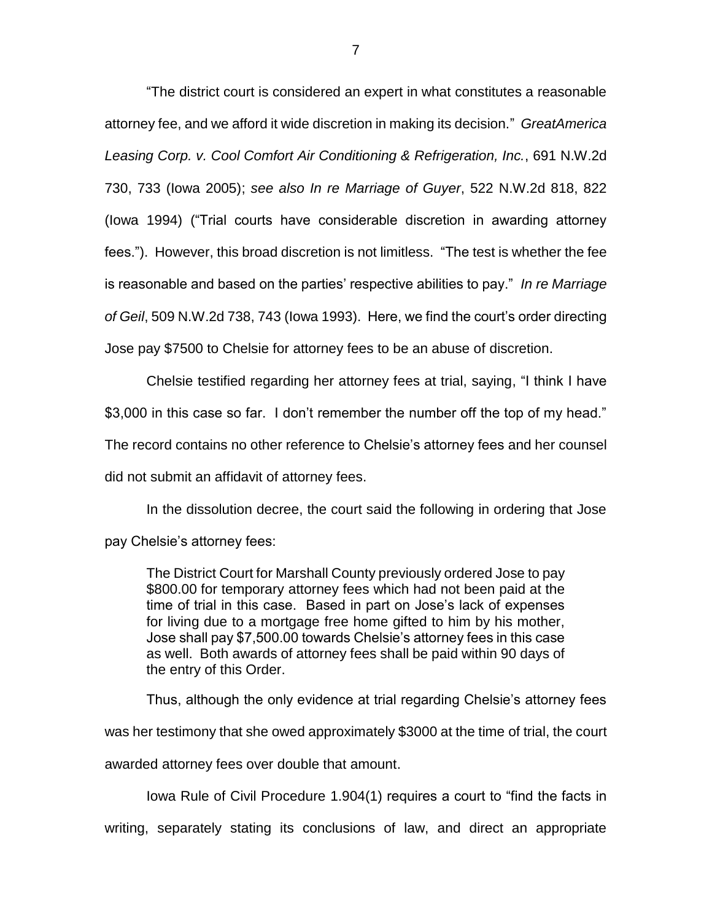"The district court is considered an expert in what constitutes a reasonable attorney fee, and we afford it wide discretion in making its decision." *GreatAmerica Leasing Corp. v. Cool Comfort Air Conditioning & Refrigeration, Inc.*, 691 N.W.2d 730, 733 (Iowa 2005); *see also In re Marriage of Guyer*, 522 N.W.2d 818, 822 (Iowa 1994) ("Trial courts have considerable discretion in awarding attorney fees."). However, this broad discretion is not limitless. "The test is whether the fee is reasonable and based on the parties' respective abilities to pay." *In re Marriage of Geil*, 509 N.W.2d 738, 743 (Iowa 1993). Here, we find the court's order directing Jose pay $7500 to Chelsie for attorney fees to be an abuse of discretion.

Chelsie testified regarding her attorney fees at trial, saying, "I think I have $3,000 in this case so far. I don't remember the number off the top of my head." The record contains no other reference to Chelsie's attorney fees and her counsel did not submit an affidavit of attorney fees.

In the dissolution decree, the court said the following in ordering that Jose pay Chelsie's attorney fees:

> The District Court for Marshall County previously ordered Jose to pay $800.00 for temporary attorney fees which had not been paid at the time of trial in this case. Based in part on Jose's lack of expenses for living due to a mortgage free home gifted to him by his mother, Jose shall pay $7,500.00 towards Chelsie's attorney fees in this case as well. Both awards of attorney fees shall be paid within 90 days of the entry of this Order.

Thus, although the only evidence at trial regarding Chelsie's attorney fees was her testimony that she owed approximately $3000 at the time of trial, the court awarded attorney fees over double that amount.

Iowa Rule of Civil Procedure 1.904(1) requires a court to "find the facts in writing, separately stating its conclusions of law, and direct an appropriate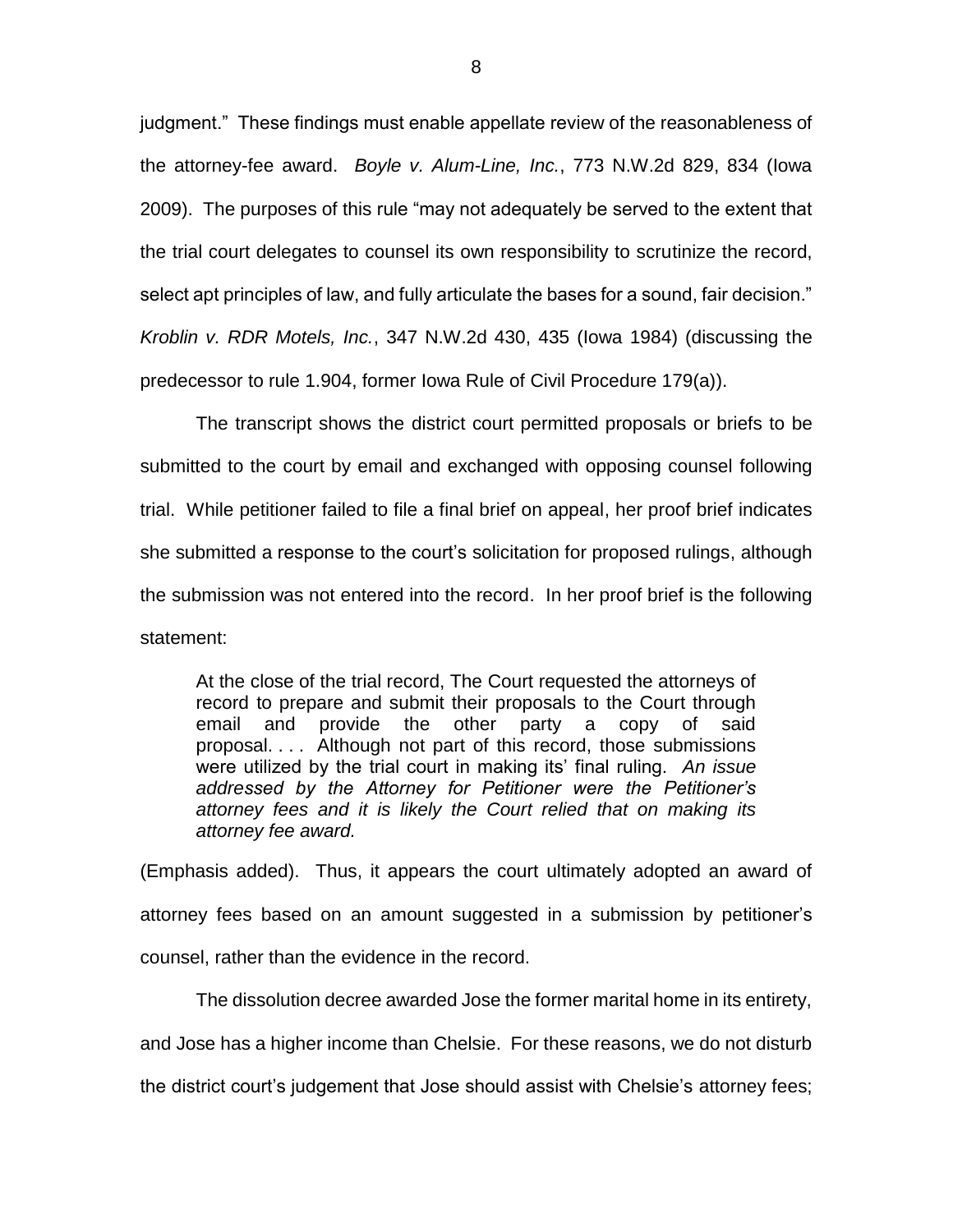judgment." These findings must enable appellate review of the reasonableness of the attorney-fee award. *Boyle v. Alum-Line, Inc.*, 773 N.W.2d 829, 834 (Iowa 2009). The purposes of this rule "may not adequately be served to the extent that the trial court delegates to counsel its own responsibility to scrutinize the record, select apt principles of law, and fully articulate the bases for a sound, fair decision." *Kroblin v. RDR Motels, Inc.*, 347 N.W.2d 430, 435 (Iowa 1984) (discussing the predecessor to rule 1.904, former Iowa Rule of Civil Procedure 179(a)).

The transcript shows the district court permitted proposals or briefs to be submitted to the court by email and exchanged with opposing counsel following trial. While petitioner failed to file a final brief on appeal, her proof brief indicates she submitted a response to the court's solicitation for proposed rulings, although the submission was not entered into the record. In her proof brief is the following statement:

> At the close of the trial record, The Court requested the attorneys of record to prepare and submit their proposals to the Court through email and provide the other party a copy of said proposal. . . . Although not part of this record, those submissions were utilized by the trial court in making its' final ruling. *An issue addressed by the Attorney for Petitioner were the Petitioner's attorney fees and it is likely the Court relied that on making its attorney fee award.*

(Emphasis added). Thus, it appears the court ultimately adopted an award of attorney fees based on an amount suggested in a submission by petitioner's counsel, rather than the evidence in the record.

The dissolution decree awarded Jose the former marital home in its entirety, and Jose has a higher income than Chelsie. For these reasons, we do not disturb the district court's judgement that Jose should assist with Chelsie's attorney fees;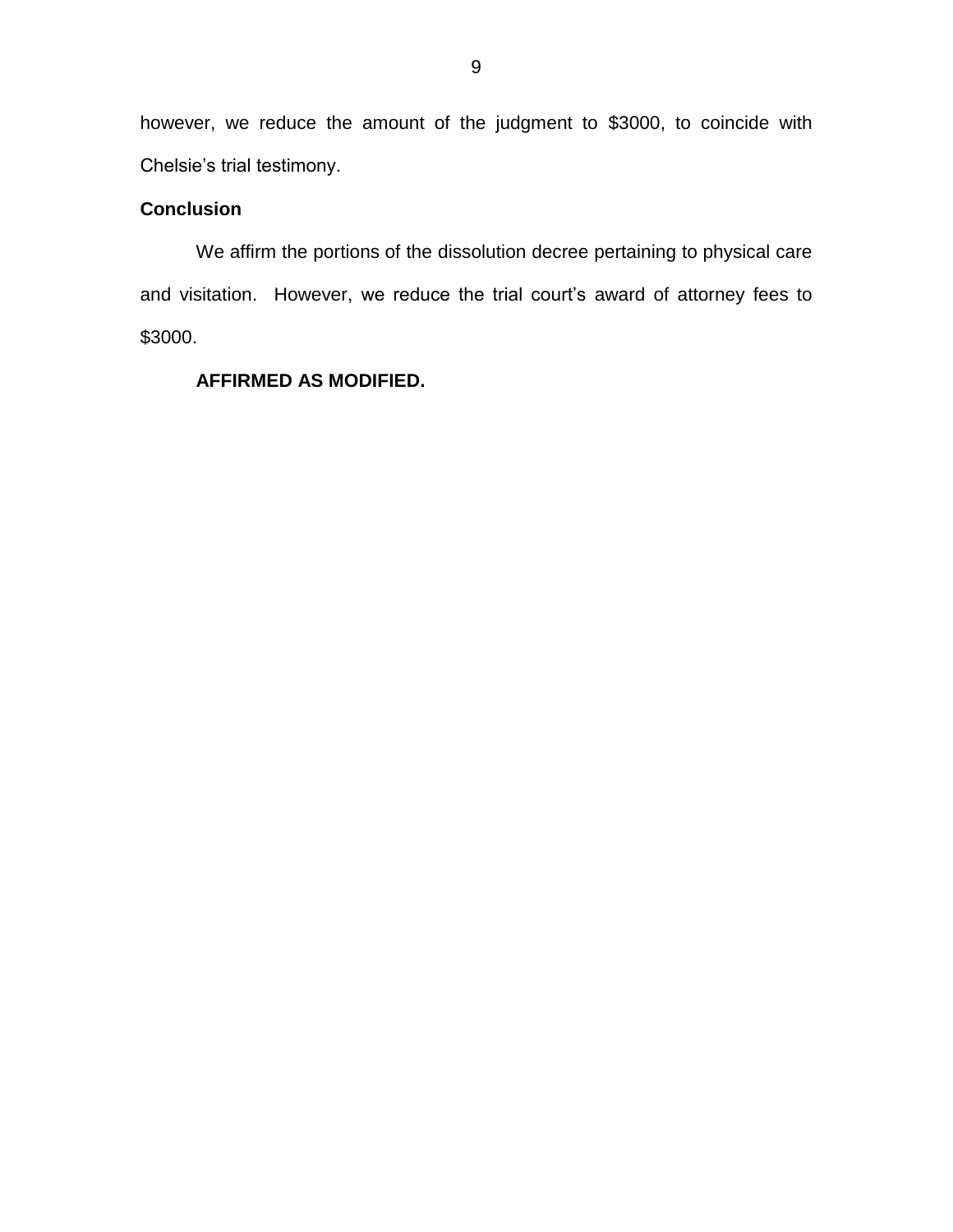however, we reduce the amount of the judgment to $3000, to coincide with Chelsie's trial testimony.

**Conclusion**

We affirm the portions of the dissolution decree pertaining to physical care and visitation. However, we reduce the trial court's award of attorney fees to $3000.

**AFFIRMED AS MODIFIED.**